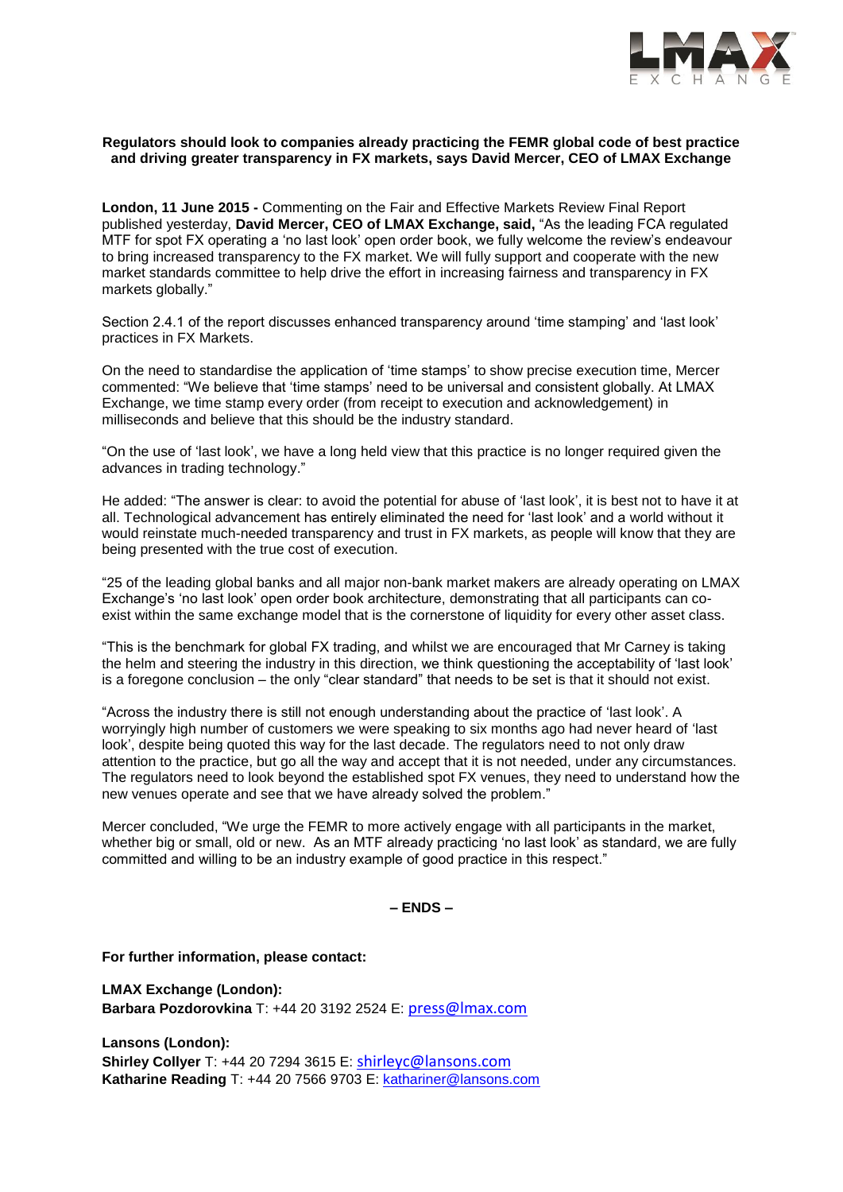**Regulators should look to companies already practicing the FEMR global code of best practice and driving greater transparency in FX markets, says David Mercer, CEO of LMAX Exchange**

**London, 11 June 2015 -** Commenting on the Fair and Effective Markets Review Final Report published yesterday, **David Mercer, CEO of LMAX Exchange, said,** "As the leading FCA regulated MTF for spot FX operating a 'no last look' open order book, we fully welcome the review's endeavour to bring increased transparency to the FX market. We will fully support and cooperate with the new market standards committee to help drive the effort in increasing fairness and transparency in FX markets globally."

Section 2.4.1 of the report discusses enhanced transparency around 'time stamping' and 'last look' practices in FX Markets.

On the need to standardise the application of 'time stamps' to show precise execution time, Mercer commented: "We believe that 'time stamps' need to be universal and consistent globally. At LMAX Exchange, we time stamp every order (from receipt to execution and acknowledgement) in milliseconds and believe that this should be the industry standard.

"On the use of 'last look', we have a long held view that this practice is no longer required given the advances in trading technology."

He added: "The answer is clear: to avoid the potential for abuse of 'last look', it is best not to have it at all. Technological advancement has entirely eliminated the need for 'last look' and a world without it would reinstate much-needed transparency and trust in FX markets, as people will know that they are being presented with the true cost of execution.

"25 of the leading global banks and all major non-bank market makers are already operating on LMAX Exchange's 'no last look' open order book architecture, demonstrating that all participants can co-exist within the same exchange model that is the cornerstone of liquidity for every other asset class.

"This is the benchmark for global FX trading, and whilst we are encouraged that Mr Carney is taking the helm and steering the industry in this direction, we think questioning the acceptability of 'last look' is a foregone conclusion – the only "clear standard" that needs to be set is that it should not exist.

"Across the industry there is still not enough understanding about the practice of 'last look'. A worryingly high number of customers we were speaking to six months ago had never heard of 'last look', despite being quoted this way for the last decade. The regulators need to not only draw attention to the practice, but go all the way and accept that it is not needed, under any circumstances. The regulators need to look beyond the established spot FX venues, they need to understand how the new venues operate and see that we have already solved the problem."

Mercer concluded, "We urge the FEMR to more actively engage with all participants in the market, whether big or small, old or new. As an MTF already practicing 'no last look' as standard, we are fully committed and willing to be an industry example of good practice in this respect."

**– ENDS –**

**For further information, please contact:**

**LMAX Exchange (London):**
**Barbara Pozdorovkina** T: +44 20 3192 2524 E: press@lmax.com

**Lansons (London):**
**Shirley Collyer** T: +44 20 7294 3615 E: shirleyc@lansons.com
**Katharine Reading** T: +44 20 7566 9703 E: kathariner@lansons.com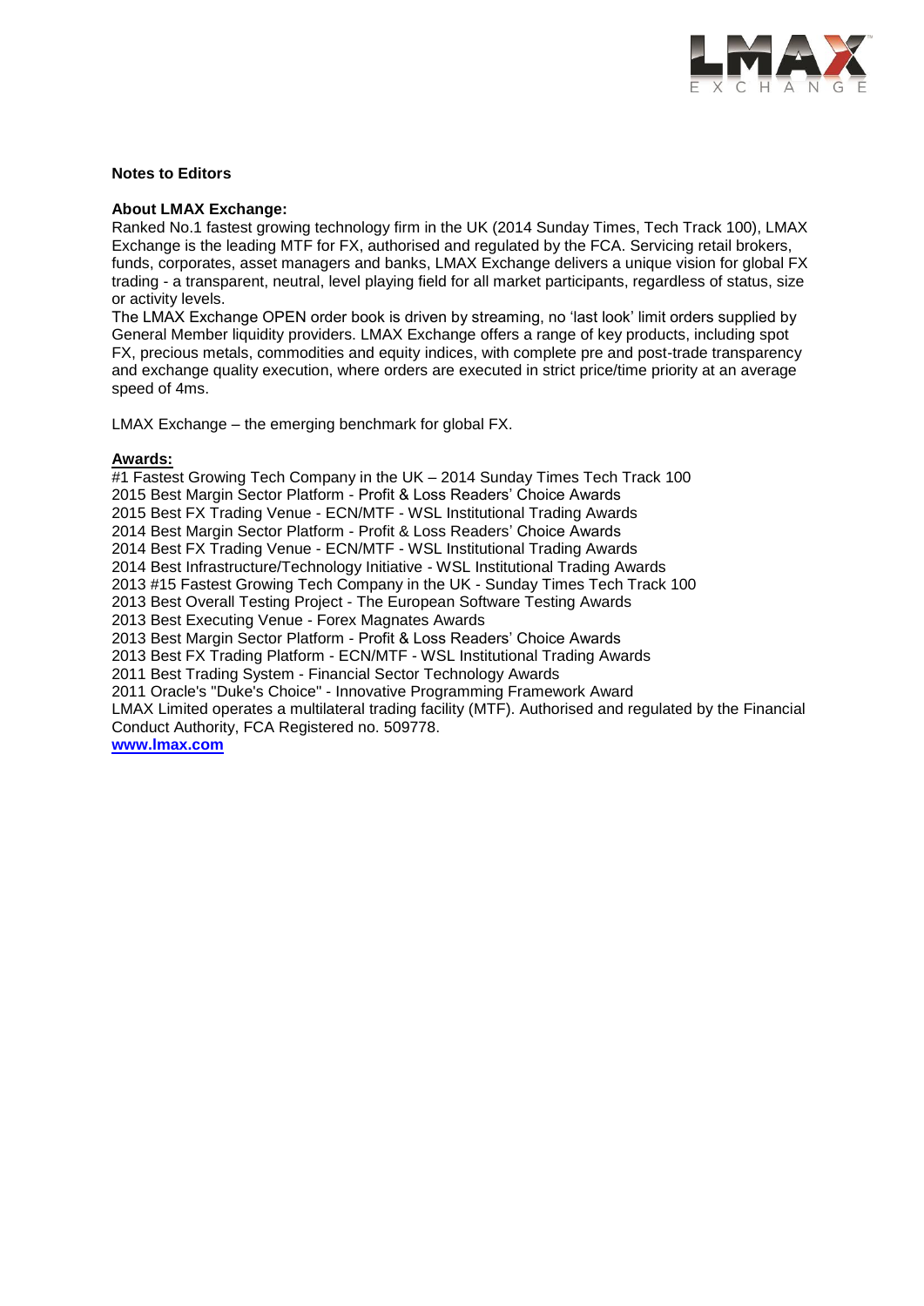**Notes to Editors**

**About LMAX Exchange:**

Ranked No.1 fastest growing technology firm in the UK (2014 Sunday Times, Tech Track 100), LMAX Exchange is the leading MTF for FX, authorised and regulated by the FCA. Servicing retail brokers, funds, corporates, asset managers and banks, LMAX Exchange delivers a unique vision for global FX trading - a transparent, neutral, level playing field for all market participants, regardless of status, size or activity levels.

The LMAX Exchange OPEN order book is driven by streaming, no 'last look' limit orders supplied by General Member liquidity providers. LMAX Exchange offers a range of key products, including spot FX, precious metals, commodities and equity indices, with complete pre and post-trade transparency and exchange quality execution, where orders are executed in strict price/time priority at an average speed of 4ms.

LMAX Exchange – the emerging benchmark for global FX.

**Awards:**

#1 Fastest Growing Tech Company in the UK – 2014 Sunday Times Tech Track 100
2015 Best Margin Sector Platform - Profit & Loss Readers' Choice Awards
2015 Best FX Trading Venue - ECN/MTF - WSL Institutional Trading Awards
2014 Best Margin Sector Platform - Profit & Loss Readers' Choice Awards
2014 Best FX Trading Venue - ECN/MTF - WSL Institutional Trading Awards
2014 Best Infrastructure/Technology Initiative - WSL Institutional Trading Awards
2013 #15 Fastest Growing Tech Company in the UK - Sunday Times Tech Track 100
2013 Best Overall Testing Project - The European Software Testing Awards
2013 Best Executing Venue - Forex Magnates Awards
2013 Best Margin Sector Platform - Profit & Loss Readers' Choice Awards
2013 Best FX Trading Platform - ECN/MTF - WSL Institutional Trading Awards
2011 Best Trading System - Financial Sector Technology Awards
2011 Oracle's "Duke's Choice" - Innovative Programming Framework Award
LMAX Limited operates a multilateral trading facility (MTF). Authorised and regulated by the Financial Conduct Authority, FCA Registered no. 509778.
**www.lmax.com**